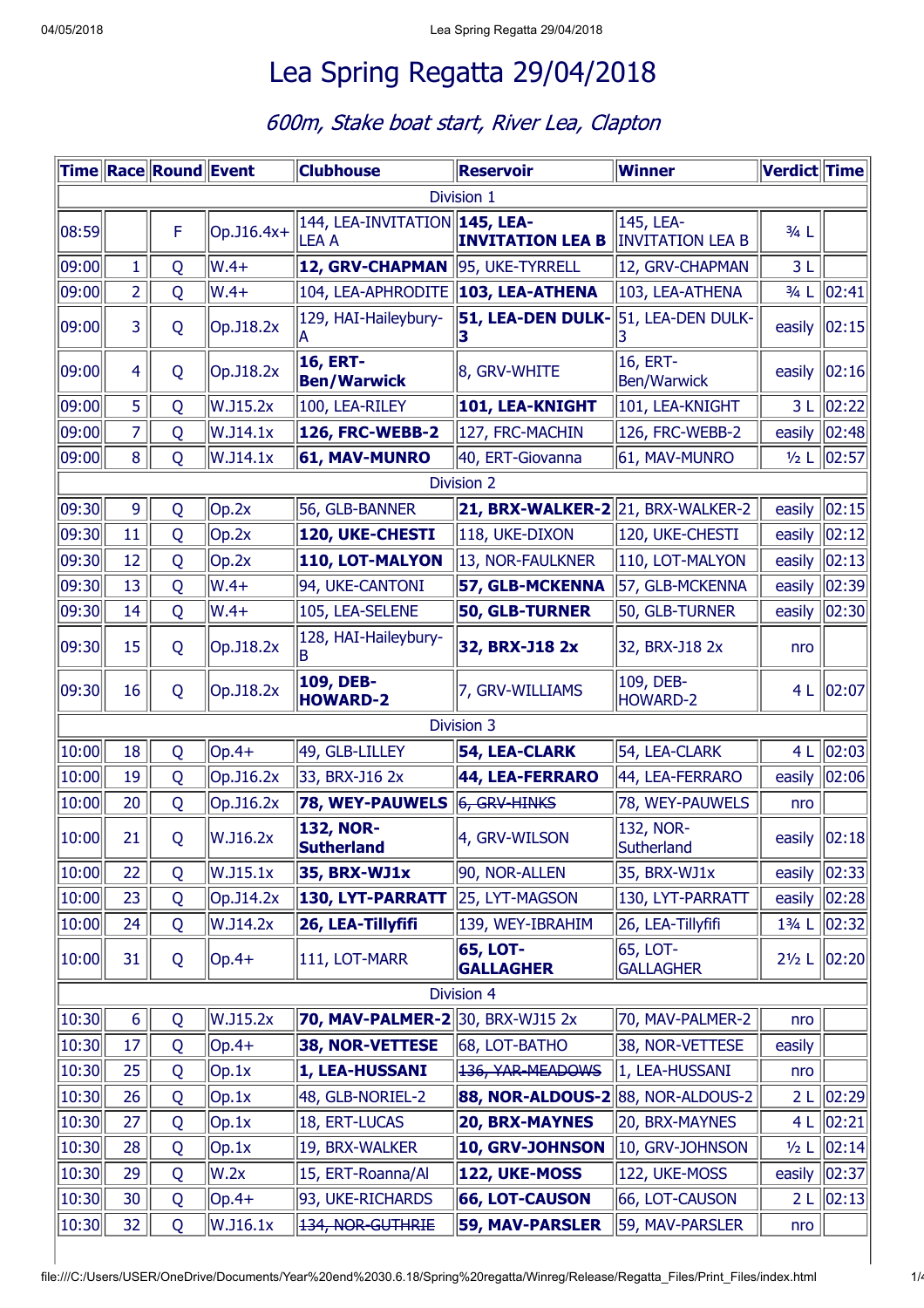# Lea Spring Regatta 29/04/2018

*600m, Stake boat start, River Lea, Clapton*

| Time | Race | Round | Event | Clubhouse | Reservoir | Winner | Verdict | Time |
|---|---|---|---|---|---|---|---|---|
| Division 1 | | | | | | | | |
| 08:59 | | F | Op.J16.4x+ | 144, LEA-INVITATION LEA A | **145, LEA-INVITATION LEA B** | 145, LEA-INVITATION LEA B | ¾ L | |
| 09:00 | 1 | Q | W.4+ | **12, GRV-CHAPMAN** | 95, UKE-TYRRELL | 12, GRV-CHAPMAN | 3 L | |
| 09:00 | 2 | Q | W.4+ | 104, LEA-APHRODITE | **103, LEA-ATHENA** | 103, LEA-ATHENA | ¾ L | 02:41 |
| 09:00 | 3 | Q | Op.J18.2x | 129, HAI-Haileybury-A | **51, LEA-DEN DULK-3** | 51, LEA-DEN DULK-3 | easily | 02:15 |
| 09:00 | 4 | Q | Op.J18.2x | **16, ERT-Ben/Warwick** | 8, GRV-WHITE | 16, ERT-Ben/Warwick | easily | 02:16 |
| 09:00 | 5 | Q | W.J15.2x | 100, LEA-RILEY | **101, LEA-KNIGHT** | 101, LEA-KNIGHT | 3 L | 02:22 |
| 09:00 | 7 | Q | W.J14.1x | **126, FRC-WEBB-2** | 127, FRC-MACHIN | 126, FRC-WEBB-2 | easily | 02:48 |
| 09:00 | 8 | Q | W.J14.1x | **61, MAV-MUNRO** | 40, ERT-Giovanna | 61, MAV-MUNRO | ½ L | 02:57 |
| Division 2 | | | | | | | | |
| 09:30 | 9 | Q | Op.2x | 56, GLB-BANNER | **21, BRX-WALKER-2** | 21, BRX-WALKER-2 | easily | 02:15 |
| 09:30 | 11 | Q | Op.2x | **120, UKE-CHESTI** | 118, UKE-DIXON | 120, UKE-CHESTI | easily | 02:12 |
| 09:30 | 12 | Q | Op.2x | **110, LOT-MALYON** | 13, NOR-FAULKNER | 110, LOT-MALYON | easily | 02:13 |
| 09:30 | 13 | Q | W.4+ | 94, UKE-CANTONI | **57, GLB-MCKENNA** | 57, GLB-MCKENNA | easily | 02:39 |
| 09:30 | 14 | Q | W.4+ | 105, LEA-SELENE | **50, GLB-TURNER** | 50, GLB-TURNER | easily | 02:30 |
| 09:30 | 15 | Q | Op.J18.2x | 128, HAI-Haileybury-B | **32, BRX-J18 2x** | 32, BRX-J18 2x | nro | |
| 09:30 | 16 | Q | Op.J18.2x | **109, DEB-HOWARD-2** | 7, GRV-WILLIAMS | 109, DEB-HOWARD-2 | 4 L | 02:07 |
| Division 3 | | | | | | | | |
| 10:00 | 18 | Q | Op.4+ | 49, GLB-LILLEY | **54, LEA-CLARK** | 54, LEA-CLARK | 4 L | 02:03 |
| 10:00 | 19 | Q | Op.J16.2x | 33, BRX-J16 2x | **44, LEA-FERRARO** | 44, LEA-FERRARO | easily | 02:06 |
| 10:00 | 20 | Q | Op.J16.2x | **78, WEY-PAUWELS** | ~~6, GRV-HINKS~~ | 78, WEY-PAUWELS | nro | |
| 10:00 | 21 | Q | W.J16.2x | **132, NOR-Sutherland** | 4, GRV-WILSON | 132, NOR-Sutherland | easily | 02:18 |
| 10:00 | 22 | Q | W.J15.1x | **35, BRX-WJ1x** | 90, NOR-ALLEN | 35, BRX-WJ1x | easily | 02:33 |
| 10:00 | 23 | Q | Op.J14.2x | **130, LYT-PARRATT** | 25, LYT-MAGSON | 130, LYT-PARRATT | easily | 02:28 |
| 10:00 | 24 | Q | W.J14.2x | **26, LEA-Tillyfifi** | 139, WEY-IBRAHIM | 26, LEA-Tillyfifi | 1¾ L | 02:32 |
| 10:00 | 31 | Q | Op.4+ | 111, LOT-MARR | **65, LOT-GALLAGHER** | 65, LOT-GALLAGHER | 2½ L | 02:20 |
| Division 4 | | | | | | | | |
| 10:30 | 6 | Q | W.J15.2x | **70, MAV-PALMER-2** | 30, BRX-WJ15 2x | 70, MAV-PALMER-2 | nro | |
| 10:30 | 17 | Q | Op.4+ | **38, NOR-VETTESE** | 68, LOT-BATHO | 38, NOR-VETTESE | easily | |
| 10:30 | 25 | Q | Op.1x | **1, LEA-HUSSANI** | ~~136, YAR-MEADOWS~~ | 1, LEA-HUSSANI | nro | |
| 10:30 | 26 | Q | Op.1x | 48, GLB-NORIEL-2 | **88, NOR-ALDOUS-2** | 88, NOR-ALDOUS-2 | 2 L | 02:29 |
| 10:30 | 27 | Q | Op.1x | 18, ERT-LUCAS | **20, BRX-MAYNES** | 20, BRX-MAYNES | 4 L | 02:21 |
| 10:30 | 28 | Q | Op.1x | 19, BRX-WALKER | **10, GRV-JOHNSON** | 10, GRV-JOHNSON | ½ L | 02:14 |
| 10:30 | 29 | Q | W.2x | 15, ERT-Roanna/Al | **122, UKE-MOSS** | 122, UKE-MOSS | easily | 02:37 |
| 10:30 | 30 | Q | Op.4+ | 93, UKE-RICHARDS | **66, LOT-CAUSON** | 66, LOT-CAUSON | 2 L | 02:13 |
| 10:30 | 32 | Q | W.J16.1x | ~~134, NOR-GUTHRIE~~ | **59, MAV-PARSLER** | 59, MAV-PARSLER | nro | |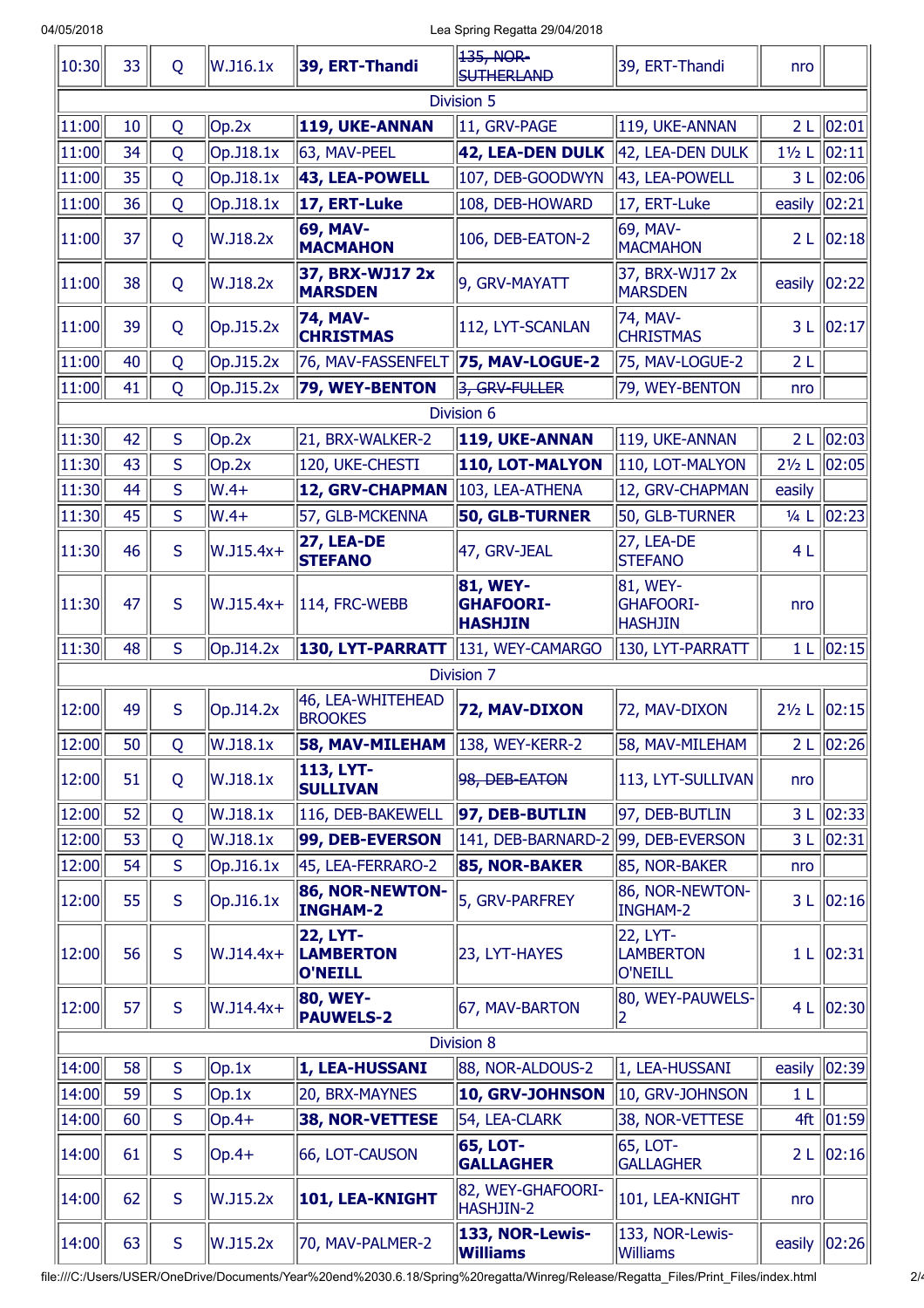| 10:30 | 33 | Q | W.J16.1x | **39, ERT-Thandi** | ~~135, NOR-SUTHERLAND~~ | 39, ERT-Thandi | nro | |
|---|---|---|---|---|---|---|---|---|
| Division 5 | | | | | | | | |
| 11:00 | 10 | Q | Op.2x | **119, UKE-ANNAN** | 11, GRV-PAGE | 119, UKE-ANNAN | 2 L | 02:01 |
| 11:00 | 34 | Q | Op.J18.1x | 63, MAV-PEEL | **42, LEA-DEN DULK** | 42, LEA-DEN DULK | 1½ L | 02:11 |
| 11:00 | 35 | Q | Op.J18.1x | **43, LEA-POWELL** | 107, DEB-GOODWYN | 43, LEA-POWELL | 3 L | 02:06 |
| 11:00 | 36 | Q | Op.J18.1x | **17, ERT-Luke** | 108, DEB-HOWARD | 17, ERT-Luke | easily | 02:21 |
| 11:00 | 37 | Q | W.J18.2x | **69, MAV-MACMAHON** | 106, DEB-EATON-2 | 69, MAV-MACMAHON | 2 L | 02:18 |
| 11:00 | 38 | Q | W.J18.2x | **37, BRX-WJ17 2x MARSDEN** | 9, GRV-MAYATT | 37, BRX-WJ17 2x MARSDEN | easily | 02:22 |
| 11:00 | 39 | Q | Op.J15.2x | **74, MAV-CHRISTMAS** | 112, LYT-SCANLAN | 74, MAV-CHRISTMAS | 3 L | 02:17 |
| 11:00 | 40 | Q | Op.J15.2x | 76, MAV-FASSENFELT | **75, MAV-LOGUE-2** | 75, MAV-LOGUE-2 | 2 L | |
| 11:00 | 41 | Q | Op.J15.2x | **79, WEY-BENTON** | ~~3, GRV-FULLER~~ | 79, WEY-BENTON | nro | |
| Division 6 | | | | | | | | |
| 11:30 | 42 | S | Op.2x | 21, BRX-WALKER-2 | **119, UKE-ANNAN** | 119, UKE-ANNAN | 2 L | 02:03 |
| 11:30 | 43 | S | Op.2x | 120, UKE-CHESTI | **110, LOT-MALYON** | 110, LOT-MALYON | 2½ L | 02:05 |
| 11:30 | 44 | S | W.4+ | **12, GRV-CHAPMAN** | 103, LEA-ATHENA | 12, GRV-CHAPMAN | easily | |
| 11:30 | 45 | S | W.4+ | 57, GLB-MCKENNA | **50, GLB-TURNER** | 50, GLB-TURNER | ¼ L | 02:23 |
| 11:30 | 46 | S | W.J15.4x+ | **27, LEA-DE STEFANO** | 47, GRV-JEAL | 27, LEA-DE STEFANO | 4 L | |
| 11:30 | 47 | S | W.J15.4x+ | 114, FRC-WEBB | **81, WEY-GHAFOORI-HASHJIN** | 81, WEY-GHAFOORI-HASHJIN | nro | |
| 11:30 | 48 | S | Op.J14.2x | **130, LYT-PARRATT** | 131, WEY-CAMARGO | 130, LYT-PARRATT | 1 L | 02:15 |
| Division 7 | | | | | | | | |
| 12:00 | 49 | S | Op.J14.2x | 46, LEA-WHITEHEAD BROOKES | **72, MAV-DIXON** | 72, MAV-DIXON | 2½ L | 02:15 |
| 12:00 | 50 | Q | W.J18.1x | **58, MAV-MILEHAM** | 138, WEY-KERR-2 | 58, MAV-MILEHAM | 2 L | 02:26 |
| 12:00 | 51 | Q | W.J18.1x | **113, LYT-SULLIVAN** | ~~98, DEB-EATON~~ | 113, LYT-SULLIVAN | nro | |
| 12:00 | 52 | Q | W.J18.1x | 116, DEB-BAKEWELL | **97, DEB-BUTLIN** | 97, DEB-BUTLIN | 3 L | 02:33 |
| 12:00 | 53 | Q | W.J18.1x | **99, DEB-EVERSON** | 141, DEB-BARNARD-2 | 99, DEB-EVERSON | 3 L | 02:31 |
| 12:00 | 54 | S | Op.J16.1x | 45, LEA-FERRARO-2 | **85, NOR-BAKER** | 85, NOR-BAKER | nro | |
| 12:00 | 55 | S | Op.J16.1x | **86, NOR-NEWTON-INGHAM-2** | 5, GRV-PARFREY | 86, NOR-NEWTON-INGHAM-2 | 3 L | 02:16 |
| 12:00 | 56 | S | W.J14.4x+ | **22, LYT-LAMBERTON O'NEILL** | 23, LYT-HAYES | 22, LYT-LAMBERTON O'NEILL | 1 L | 02:31 |
| 12:00 | 57 | S | W.J14.4x+ | **80, WEY-PAUWELS-2** | 67, MAV-BARTON | 80, WEY-PAUWELS-2 | 4 L | 02:30 |
| Division 8 | | | | | | | | |
| 14:00 | 58 | S | Op.1x | **1, LEA-HUSSANI** | 88, NOR-ALDOUS-2 | 1, LEA-HUSSANI | easily | 02:39 |
| 14:00 | 59 | S | Op.1x | 20, BRX-MAYNES | **10, GRV-JOHNSON** | 10, GRV-JOHNSON | 1 L | |
| 14:00 | 60 | S | Op.4+ | **38, NOR-VETTESE** | 54, LEA-CLARK | 38, NOR-VETTESE | 4ft | 01:59 |
| 14:00 | 61 | S | Op.4+ | 66, LOT-CAUSON | **65, LOT-GALLAGHER** | 65, LOT-GALLAGHER | 2 L | 02:16 |
| 14:00 | 62 | S | W.J15.2x | **101, LEA-KNIGHT** | 82, WEY-GHAFOORI-HASHJIN-2 | 101, LEA-KNIGHT | nro | |
| 14:00 | 63 | S | W.J15.2x | 70, MAV-PALMER-2 | **133, NOR-Lewis-Williams** | 133, NOR-Lewis-Williams | easily | 02:26 |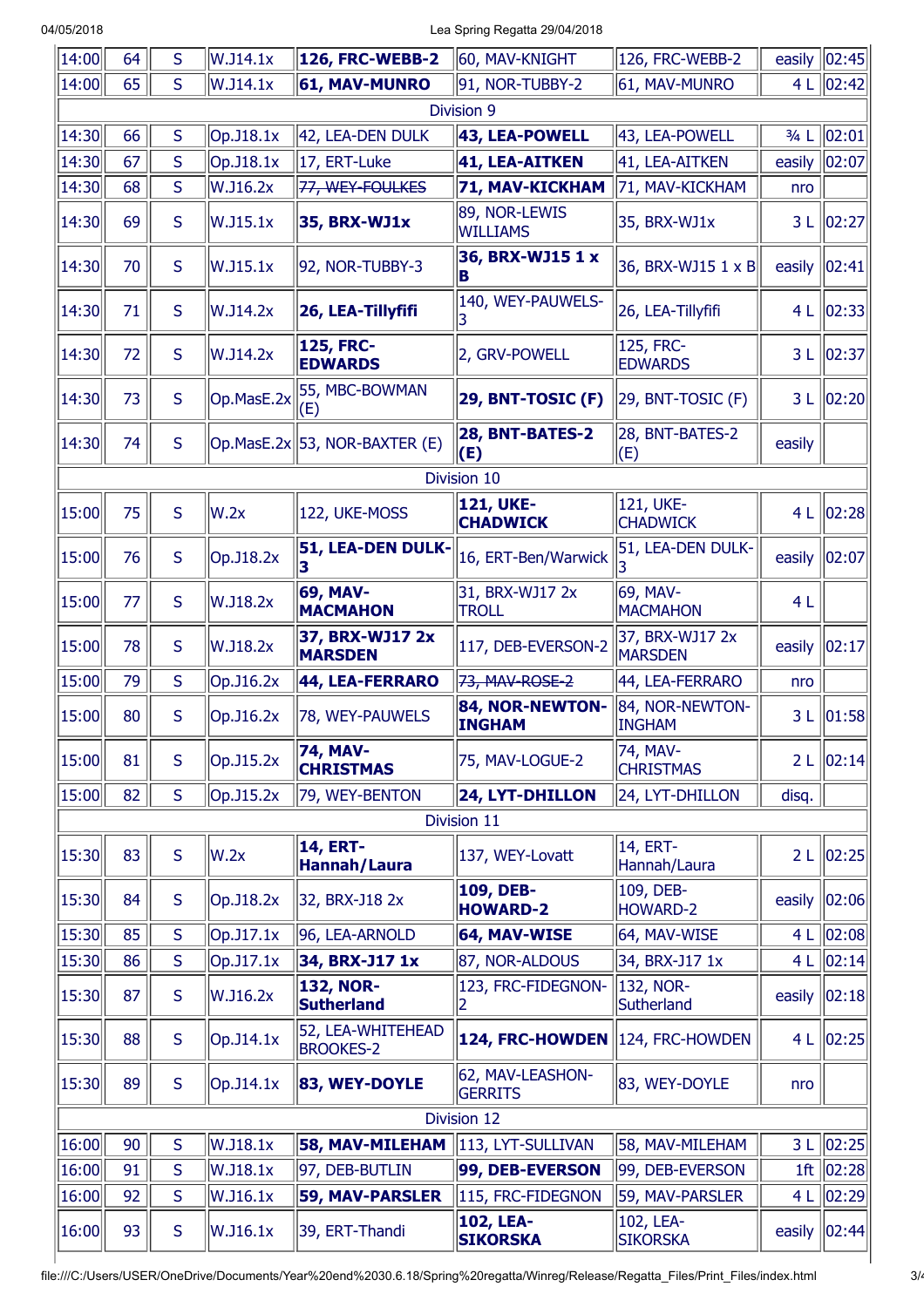| | | | | | | | | |
|---|---|---|---|---|---|---|---|---|
| 14:00 | 64 | S | W.J14.1x | **126, FRC-WEBB-2** | 60, MAV-KNIGHT | 126, FRC-WEBB-2 | easily | 02:45 |
| 14:00 | 65 | S | W.J14.1x | **61, MAV-MUNRO** | 91, NOR-TUBBY-2 | 61, MAV-MUNRO | 4 L | 02:42 |
| Division 9 | | | | | | | | |
| 14:30 | 66 | S | Op.J18.1x | 42, LEA-DEN DULK | **43, LEA-POWELL** | 43, LEA-POWELL | ¾ L | 02:01 |
| 14:30 | 67 | S | Op.J18.1x | 17, ERT-Luke | **41, LEA-AITKEN** | 41, LEA-AITKEN | easily | 02:07 |
| 14:30 | 68 | S | W.J16.2x | ~~77, WEY-FOULKES~~ | **71, MAV-KICKHAM** | 71, MAV-KICKHAM | nro | |
| 14:30 | 69 | S | W.J15.1x | **35, BRX-WJ1x** | 89, NOR-LEWIS WILLIAMS | 35, BRX-WJ1x | 3 L | 02:27 |
| 14:30 | 70 | S | W.J15.1x | 92, NOR-TUBBY-3 | **36, BRX-WJ15 1 x B** | 36, BRX-WJ15 1 x B | easily | 02:41 |
| 14:30 | 71 | S | W.J14.2x | **26, LEA-Tillyfifi** | 140, WEY-PAUWELS-3 | 26, LEA-Tillyfifi | 4 L | 02:33 |
| 14:30 | 72 | S | W.J14.2x | **125, FRC-EDWARDS** | 2, GRV-POWELL | 125, FRC-EDWARDS | 3 L | 02:37 |
| 14:30 | 73 | S | Op.MasE.2x | 55, MBC-BOWMAN (E) | **29, BNT-TOSIC (F)** | 29, BNT-TOSIC (F) | 3 L | 02:20 |
| 14:30 | 74 | S | Op.MasE.2x | 53, NOR-BAXTER (E) | **28, BNT-BATES-2 (E)** | 28, BNT-BATES-2 (E) | easily | |
| Division 10 | | | | | | | | |
| 15:00 | 75 | S | W.2x | 122, UKE-MOSS | **121, UKE-CHADWICK** | 121, UKE-CHADWICK | 4 L | 02:28 |
| 15:00 | 76 | S | Op.J18.2x | **51, LEA-DEN DULK-3** | 16, ERT-Ben/Warwick | 51, LEA-DEN DULK-3 | easily | 02:07 |
| 15:00 | 77 | S | W.J18.2x | **69, MAV-MACMAHON** | 31, BRX-WJ17 2x TROLL | 69, MAV-MACMAHON | 4 L | |
| 15:00 | 78 | S | W.J18.2x | **37, BRX-WJ17 2x MARSDEN** | 117, DEB-EVERSON-2 | 37, BRX-WJ17 2x MARSDEN | easily | 02:17 |
| 15:00 | 79 | S | Op.J16.2x | **44, LEA-FERRARO** | ~~73, MAV-ROSE-2~~ | 44, LEA-FERRARO | nro | |
| 15:00 | 80 | S | Op.J16.2x | 78, WEY-PAUWELS | **84, NOR-NEWTON-INGHAM** | 84, NOR-NEWTON-INGHAM | 3 L | 01:58 |
| 15:00 | 81 | S | Op.J15.2x | **74, MAV-CHRISTMAS** | 75, MAV-LOGUE-2 | 74, MAV-CHRISTMAS | 2 L | 02:14 |
| 15:00 | 82 | S | Op.J15.2x | 79, WEY-BENTON | **24, LYT-DHILLON** | 24, LYT-DHILLON | disq. | |
| Division 11 | | | | | | | | |
| 15:30 | 83 | S | W.2x | **14, ERT-Hannah/Laura** | 137, WEY-Lovatt | 14, ERT-Hannah/Laura | 2 L | 02:25 |
| 15:30 | 84 | S | Op.J18.2x | 32, BRX-J18 2x | **109, DEB-HOWARD-2** | 109, DEB-HOWARD-2 | easily | 02:06 |
| 15:30 | 85 | S | Op.J17.1x | 96, LEA-ARNOLD | **64, MAV-WISE** | 64, MAV-WISE | 4 L | 02:08 |
| 15:30 | 86 | S | Op.J17.1x | **34, BRX-J17 1x** | 87, NOR-ALDOUS | 34, BRX-J17 1x | 4 L | 02:14 |
| 15:30 | 87 | S | W.J16.2x | **132, NOR-Sutherland** | 123, FRC-FIDEGNON-2 | 132, NOR-Sutherland | easily | 02:18 |
| 15:30 | 88 | S | Op.J14.1x | 52, LEA-WHITEHEAD BROOKES-2 | **124, FRC-HOWDEN** | 124, FRC-HOWDEN | 4 L | 02:25 |
| 15:30 | 89 | S | Op.J14.1x | **83, WEY-DOYLE** | 62, MAV-LEASHON-GERRITS | 83, WEY-DOYLE | nro | |
| Division 12 | | | | | | | | |
| 16:00 | 90 | S | W.J18.1x | **58, MAV-MILEHAM** | 113, LYT-SULLIVAN | 58, MAV-MILEHAM | 3 L | 02:25 |
| 16:00 | 91 | S | W.J18.1x | 97, DEB-BUTLIN | **99, DEB-EVERSON** | 99, DEB-EVERSON | 1ft | 02:28 |
| 16:00 | 92 | S | W.J16.1x | **59, MAV-PARSLER** | 115, FRC-FIDEGNON | 59, MAV-PARSLER | 4 L | 02:29 |
| 16:00 | 93 | S | W.J16.1x | 39, ERT-Thandi | **102, LEA-SIKORSKA** | 102, LEA-SIKORSKA | easily | 02:44 |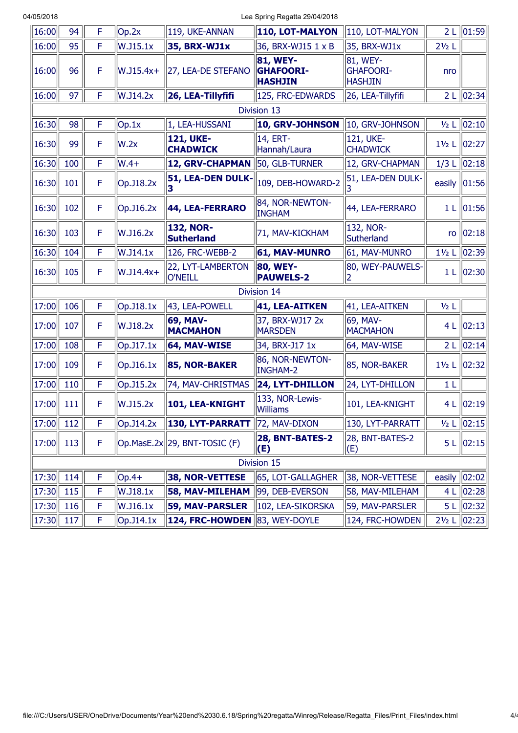| | | | | | | | | |
|---|---|---|---|---|---|---|---|---|
| 16:00 | 94 | F | Op.2x | 119, UKE-ANNAN | **110, LOT-MALYON** | 110, LOT-MALYON | 2 L | 01:59 |
| 16:00 | 95 | F | W.J15.1x | **35, BRX-WJ1x** | 36, BRX-WJ15 1 x B | 35, BRX-WJ1x | 2½ L | |
| 16:00 | 96 | F | W.J15.4x+ | 27, LEA-DE STEFANO | **81, WEY-GHAFOORI-HASHJIN** | 81, WEY-GHAFOORI-HASHJIN | nro | |
| 16:00 | 97 | F | W.J14.2x | **26, LEA-Tillyfifi** | 125, FRC-EDWARDS | 26, LEA-Tillyfifi | 2 L | 02:34 |
| Division 13 | | | | | | | | |
| 16:30 | 98 | F | Op.1x | 1, LEA-HUSSANI | **10, GRV-JOHNSON** | 10, GRV-JOHNSON | ½ L | 02:10 |
| 16:30 | 99 | F | W.2x | **121, UKE-CHADWICK** | 14, ERT-Hannah/Laura | 121, UKE-CHADWICK | 1½ L | 02:27 |
| 16:30 | 100 | F | W.4+ | **12, GRV-CHAPMAN** | 50, GLB-TURNER | 12, GRV-CHAPMAN | 1/3 L | 02:18 |
| 16:30 | 101 | F | Op.J18.2x | **51, LEA-DEN DULK-3** | 109, DEB-HOWARD-2 | 51, LEA-DEN DULK-3 | easily | 01:56 |
| 16:30 | 102 | F | Op.J16.2x | **44, LEA-FERRARO** | 84, NOR-NEWTON-INGHAM | 44, LEA-FERRARO | 1 L | 01:56 |
| 16:30 | 103 | F | W.J16.2x | **132, NOR-Sutherland** | 71, MAV-KICKHAM | 132, NOR-Sutherland | ro | 02:18 |
| 16:30 | 104 | F | W.J14.1x | 126, FRC-WEBB-2 | **61, MAV-MUNRO** | 61, MAV-MUNRO | 1½ L | 02:39 |
| 16:30 | 105 | F | W.J14.4x+ | 22, LYT-LAMBERTON O'NEILL | **80, WEY-PAUWELS-2** | 80, WEY-PAUWELS-2 | 1 L | 02:30 |
| Division 14 | | | | | | | | |
| 17:00 | 106 | F | Op.J18.1x | 43, LEA-POWELL | **41, LEA-AITKEN** | 41, LEA-AITKEN | ½ L | |
| 17:00 | 107 | F | W.J18.2x | **69, MAV-MACMAHON** | 37, BRX-WJ17 2x MARSDEN | 69, MAV-MACMAHON | 4 L | 02:13 |
| 17:00 | 108 | F | Op.J17.1x | **64, MAV-WISE** | 34, BRX-J17 1x | 64, MAV-WISE | 2 L | 02:14 |
| 17:00 | 109 | F | Op.J16.1x | **85, NOR-BAKER** | 86, NOR-NEWTON-INGHAM-2 | 85, NOR-BAKER | 1½ L | 02:32 |
| 17:00 | 110 | F | Op.J15.2x | 74, MAV-CHRISTMAS | **24, LYT-DHILLON** | 24, LYT-DHILLON | 1 L | |
| 17:00 | 111 | F | W.J15.2x | **101, LEA-KNIGHT** | 133, NOR-Lewis-Williams | 101, LEA-KNIGHT | 4 L | 02:19 |
| 17:00 | 112 | F | Op.J14.2x | **130, LYT-PARRATT** | 72, MAV-DIXON | 130, LYT-PARRATT | ½ L | 02:15 |
| 17:00 | 113 | F | Op.MasE.2x | 29, BNT-TOSIC (F) | **28, BNT-BATES-2 (E)** | 28, BNT-BATES-2 (E) | 5 L | 02:15 |
| Division 15 | | | | | | | | |
| 17:30 | 114 | F | Op.4+ | **38, NOR-VETTESE** | 65, LOT-GALLAGHER | 38, NOR-VETTESE | easily | 02:02 |
| 17:30 | 115 | F | W.J18.1x | **58, MAV-MILEHAM** | 99, DEB-EVERSON | 58, MAV-MILEHAM | 4 L | 02:28 |
| 17:30 | 116 | F | W.J16.1x | **59, MAV-PARSLER** | 102, LEA-SIKORSKA | 59, MAV-PARSLER | 5 L | 02:32 |
| 17:30 | 117 | F | Op.J14.1x | **124, FRC-HOWDEN** | 83, WEY-DOYLE | 124, FRC-HOWDEN | 2½ L | 02:23 |